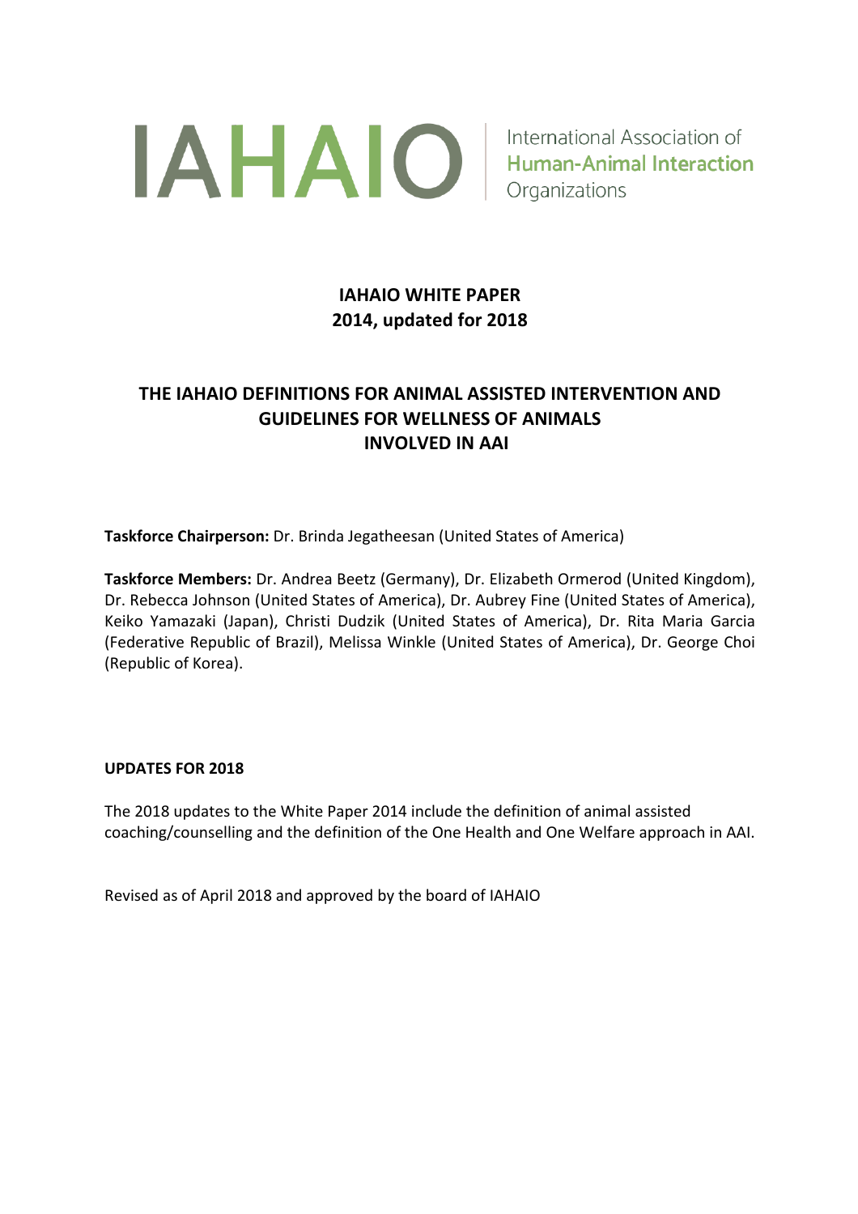IAHAIO International Association of Human-Animal Interaction Organizations

# IAHAO WHITE PAPER 2014, updated for 2018

## THE IAHAIO DEFINITIONS FOR ANIMAL ASSISTED INTERVENTION AND GUIDELINES FOR WELLNESS OF ANIMALS INVOLVED IN AAI

**Taskforce Chairperson:** Dr. Brinda Jegatheesan (United States of America)

**Taskforce Members:** Dr. Andrea Beetz (Germany), Dr. Elizabeth Ormerod (United Kingdom), Dr. Rebecca Johnson (United States of America), Dr. Aubrey Fine (United States of America), Keiko Yamazaki (Japan), Christi Dudzik (United States of America), Dr. Rita Maria Garcia (Federative Republic of Brazil), Melissa Winkle (United States of America), Dr. George Choi (Republic of Korea).

**UPDATES FOR 2018**

The 2018 updates to the White Paper 2014 include the definition of animal assisted coaching/counselling and the definition of the One Health and One Welfare approach in AAI.

Revised as of April 2018 and approved by the board of IAHAIO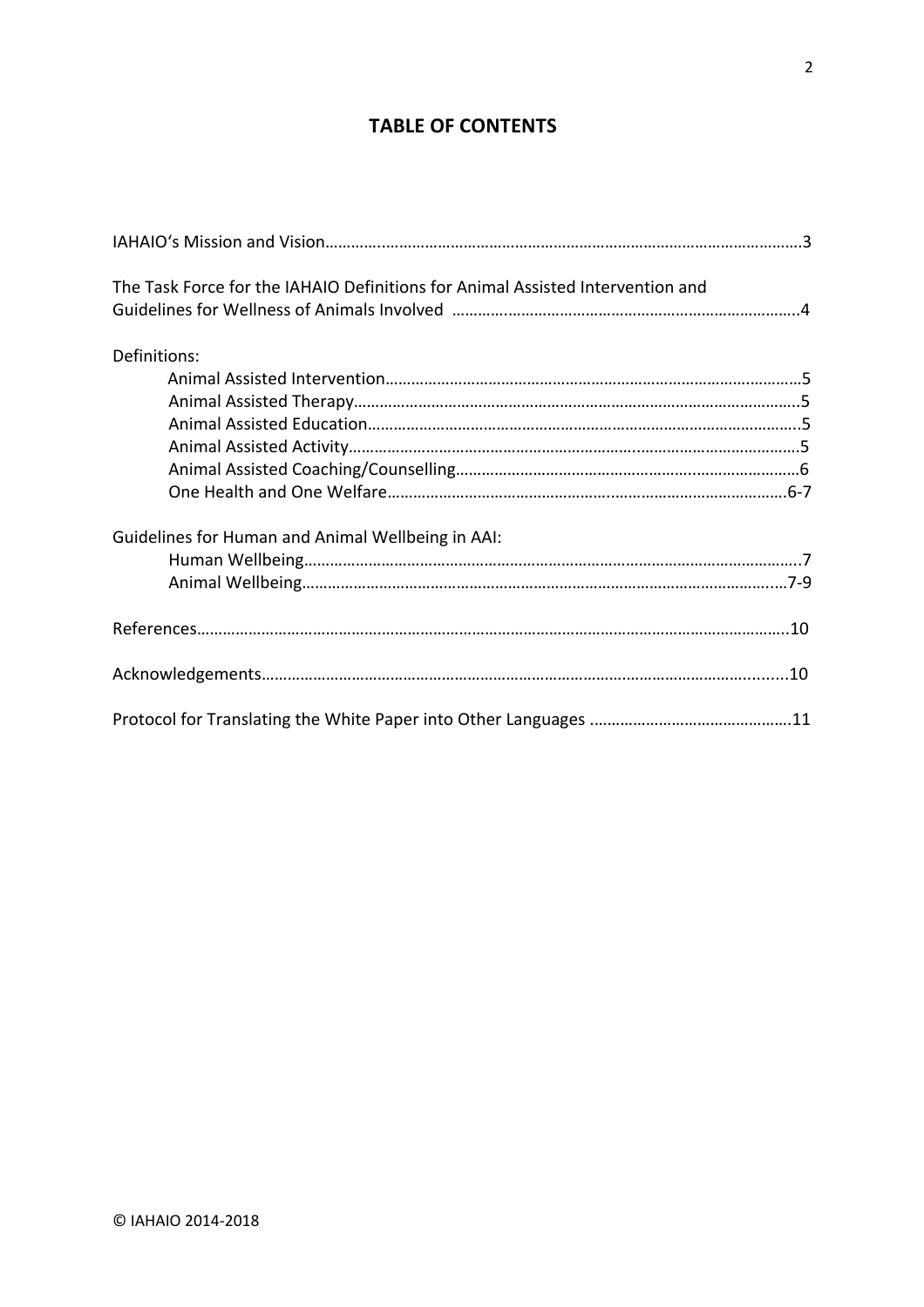# TABLE OF CONTENTS

IAHAIO's Mission and Vision……………………………………………………………………………………………3

The Task Force for the IAHAIO Definitions for Animal Assisted Intervention and Guidelines for Wellness of Animals Involved ………………………………………………………………………4

Definitions:

- Animal Assisted Intervention……………………………………………………………………………………5
- Animal Assisted Therapy…………………………………………………………………………………………5
- Animal Assisted Education………………………………………………………………………………………5
- Animal Assisted Activity…………………………………………………………………………………………5
- Animal Assisted Coaching/Counselling………………………………………………………………………6
- One Health and One Welfare…………………………………………………………………………………6-7

Guidelines for Human and Animal Wellbeing in AAI:

- Human Wellbeing…………………………………………………………………………………………………7
- Animal Wellbeing………………………………………………………………………………………………7-9

References……………………………………………………………………………………………………………10

Acknowledgements…………………………………………………………………………………………………10

Protocol for Translating the White Paper into Other Languages ……………………………………………11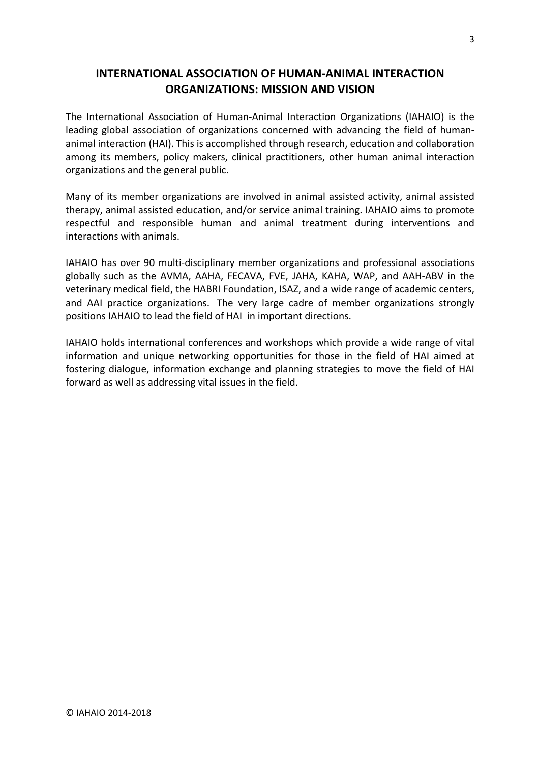## INTERNATIONAL ASSOCIATION OF HUMAN-ANIMAL INTERACTION ORGANIZATIONS: MISSION AND VISION

The International Association of Human-Animal Interaction Organizations (IAHAIO) is the leading global association of organizations concerned with advancing the field of human-animal interaction (HAI). This is accomplished through research, education and collaboration among its members, policy makers, clinical practitioners, other human animal interaction organizations and the general public.

Many of its member organizations are involved in animal assisted activity, animal assisted therapy, animal assisted education, and/or service animal training. IAHAIO aims to promote respectful and responsible human and animal treatment during interventions and interactions with animals.

IAHAIO has over 90 multi-disciplinary member organizations and professional associations globally such as the AVMA, AAHA, FECAVA, FVE, JAHA, KAHA, WAP, and AAH-ABV in the veterinary medical field, the HABRI Foundation, ISAZ, and a wide range of academic centers, and AAI practice organizations. The very large cadre of member organizations strongly positions IAHAIO to lead the field of HAI in important directions.

IAHAIO holds international conferences and workshops which provide a wide range of vital information and unique networking opportunities for those in the field of HAI aimed at fostering dialogue, information exchange and planning strategies to move the field of HAI forward as well as addressing vital issues in the field.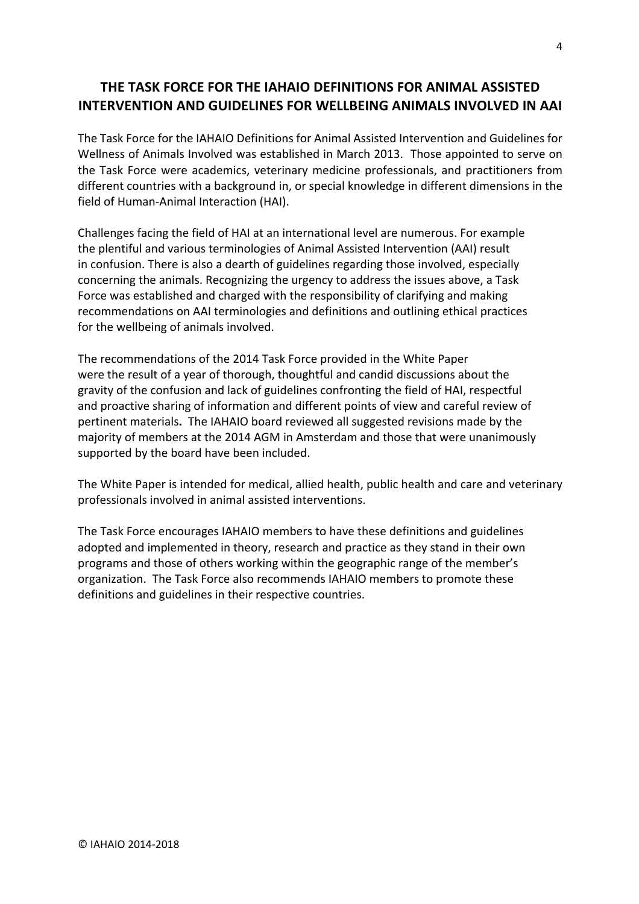## THE TASK FORCE FOR THE IAHAIO DEFINITIONS FOR ANIMAL ASSISTED INTERVENTION AND GUIDELINES FOR WELLBEING ANIMALS INVOLVED IN AAI

The Task Force for the IAHAIO Definitions for Animal Assisted Intervention and Guidelines for Wellness of Animals Involved was established in March 2013. Those appointed to serve on the Task Force were academics, veterinary medicine professionals, and practitioners from different countries with a background in, or special knowledge in different dimensions in the field of Human-Animal Interaction (HAI).

Challenges facing the field of HAI at an international level are numerous. For example the plentiful and various terminologies of Animal Assisted Intervention (AAI) result in confusion. There is also a dearth of guidelines regarding those involved, especially concerning the animals. Recognizing the urgency to address the issues above, a Task Force was established and charged with the responsibility of clarifying and making recommendations on AAI terminologies and definitions and outlining ethical practices for the wellbeing of animals involved.

The recommendations of the 2014 Task Force provided in the White Paper were the result of a year of thorough, thoughtful and candid discussions about the gravity of the confusion and lack of guidelines confronting the field of HAI, respectful and proactive sharing of information and different points of view and careful review of pertinent materials**.** The IAHAIO board reviewed all suggested revisions made by the majority of members at the 2014 AGM in Amsterdam and those that were unanimously supported by the board have been included.

The White Paper is intended for medical, allied health, public health and care and veterinary professionals involved in animal assisted interventions.

The Task Force encourages IAHAIO members to have these definitions and guidelines adopted and implemented in theory, research and practice as they stand in their own programs and those of others working within the geographic range of the member's organization. The Task Force also recommends IAHAIO members to promote these definitions and guidelines in their respective countries.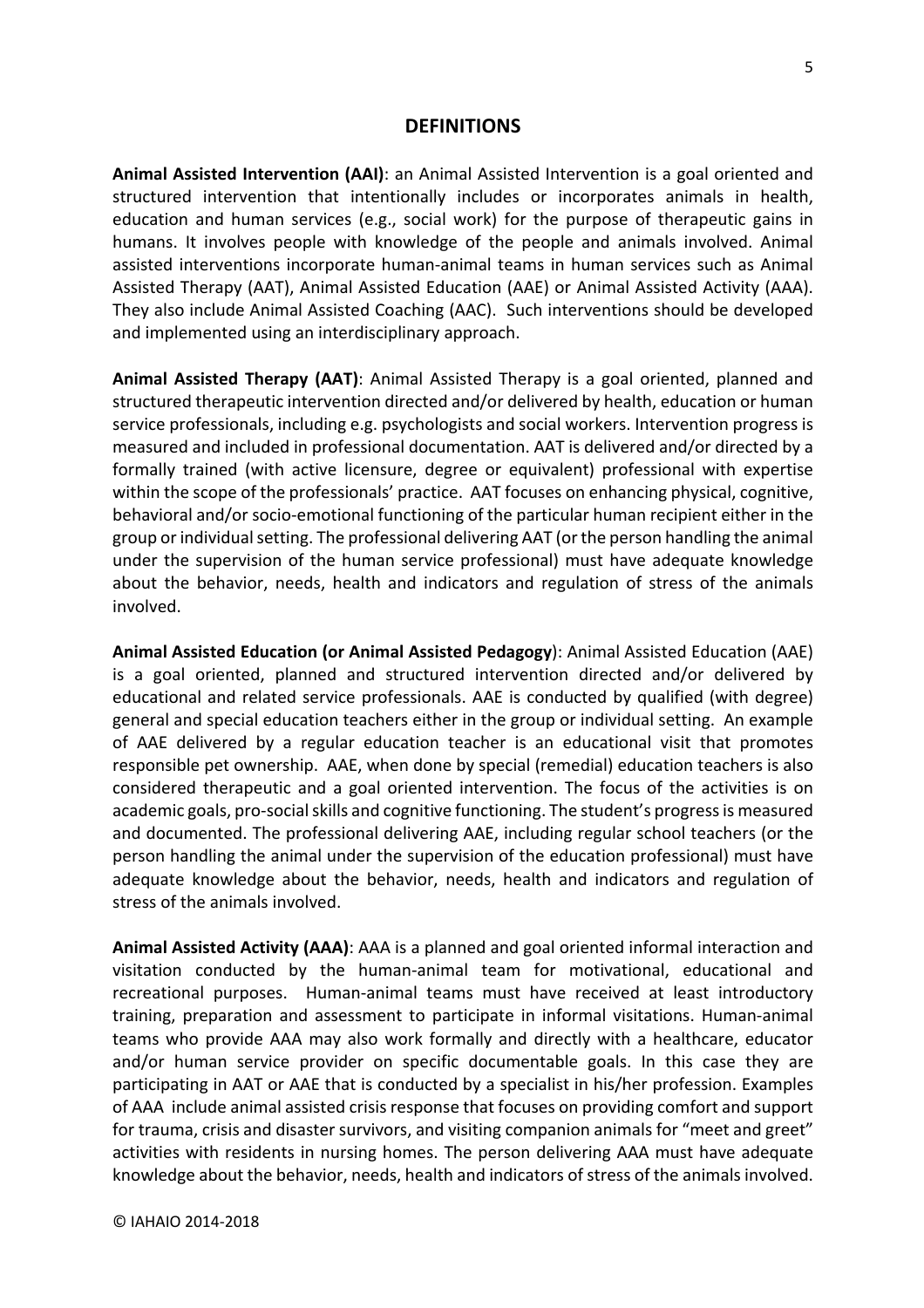## DEFINITIONS

**Animal Assisted Intervention (AAI)**: an Animal Assisted Intervention is a goal oriented and structured intervention that intentionally includes or incorporates animals in health, education and human services (e.g., social work) for the purpose of therapeutic gains in humans. It involves people with knowledge of the people and animals involved. Animal assisted interventions incorporate human-animal teams in human services such as Animal Assisted Therapy (AAT), Animal Assisted Education (AAE) or Animal Assisted Activity (AAA). They also include Animal Assisted Coaching (AAC). Such interventions should be developed and implemented using an interdisciplinary approach.

**Animal Assisted Therapy (AAT)**: Animal Assisted Therapy is a goal oriented, planned and structured therapeutic intervention directed and/or delivered by health, education or human service professionals, including e.g. psychologists and social workers. Intervention progress is measured and included in professional documentation. AAT is delivered and/or directed by a formally trained (with active licensure, degree or equivalent) professional with expertise within the scope of the professionals' practice. AAT focuses on enhancing physical, cognitive, behavioral and/or socio-emotional functioning of the particular human recipient either in the group or individual setting. The professional delivering AAT (or the person handling the animal under the supervision of the human service professional) must have adequate knowledge about the behavior, needs, health and indicators and regulation of stress of the animals involved.

**Animal Assisted Education (or Animal Assisted Pedagogy)**: Animal Assisted Education (AAE) is a goal oriented, planned and structured intervention directed and/or delivered by educational and related service professionals. AAE is conducted by qualified (with degree) general and special education teachers either in the group or individual setting. An example of AAE delivered by a regular education teacher is an educational visit that promotes responsible pet ownership. AAE, when done by special (remedial) education teachers is also considered therapeutic and a goal oriented intervention. The focus of the activities is on academic goals, pro-social skills and cognitive functioning. The student's progress is measured and documented. The professional delivering AAE, including regular school teachers (or the person handling the animal under the supervision of the education professional) must have adequate knowledge about the behavior, needs, health and indicators and regulation of stress of the animals involved.

**Animal Assisted Activity (AAA)**: AAA is a planned and goal oriented informal interaction and visitation conducted by the human-animal team for motivational, educational and recreational purposes. Human-animal teams must have received at least introductory training, preparation and assessment to participate in informal visitations. Human-animal teams who provide AAA may also work formally and directly with a healthcare, educator and/or human service provider on specific documentable goals. In this case they are participating in AAT or AAE that is conducted by a specialist in his/her profession. Examples of AAA include animal assisted crisis response that focuses on providing comfort and support for trauma, crisis and disaster survivors, and visiting companion animals for "meet and greet" activities with residents in nursing homes. The person delivering AAA must have adequate knowledge about the behavior, needs, health and indicators of stress of the animals involved.

© IAHAIO 2014-2018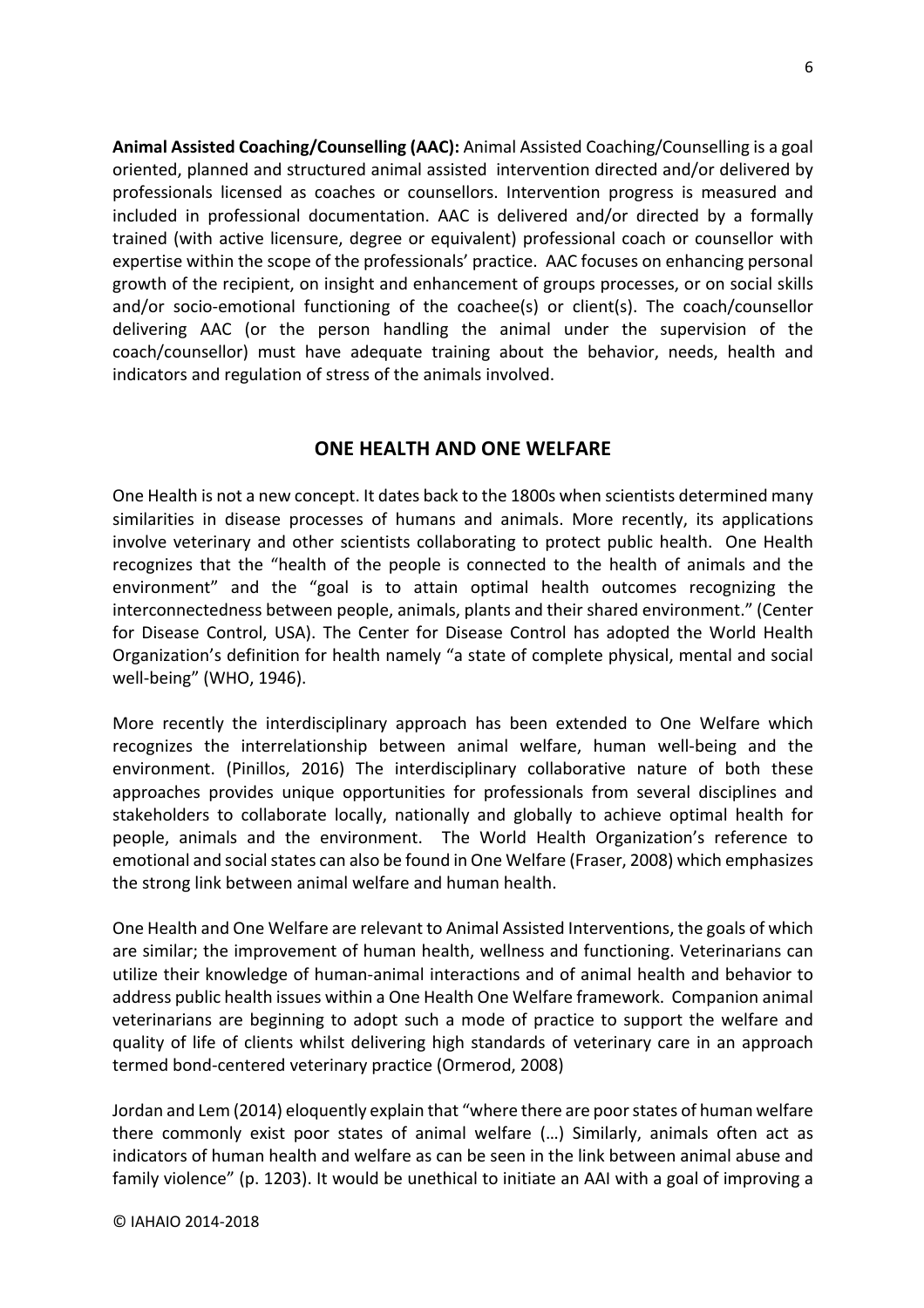**Animal Assisted Coaching/Counselling (AAC):** Animal Assisted Coaching/Counselling is a goal oriented, planned and structured animal assisted intervention directed and/or delivered by professionals licensed as coaches or counsellors. Intervention progress is measured and included in professional documentation. AAC is delivered and/or directed by a formally trained (with active licensure, degree or equivalent) professional coach or counsellor with expertise within the scope of the professionals' practice. AAC focuses on enhancing personal growth of the recipient, on insight and enhancement of groups processes, or on social skills and/or socio-emotional functioning of the coachee(s) or client(s). The coach/counsellor delivering AAC (or the person handling the animal under the supervision of the coach/counsellor) must have adequate training about the behavior, needs, health and indicators and regulation of stress of the animals involved.

## ONE HEALTH AND ONE WELFARE

One Health is not a new concept. It dates back to the 1800s when scientists determined many similarities in disease processes of humans and animals. More recently, its applications involve veterinary and other scientists collaborating to protect public health. One Health recognizes that the "health of the people is connected to the health of animals and the environment" and the "goal is to attain optimal health outcomes recognizing the interconnectedness between people, animals, plants and their shared environment." (Center for Disease Control, USA). The Center for Disease Control has adopted the World Health Organization's definition for health namely "a state of complete physical, mental and social well-being" (WHO, 1946).

More recently the interdisciplinary approach has been extended to One Welfare which recognizes the interrelationship between animal welfare, human well-being and the environment. (Pinillos, 2016) The interdisciplinary collaborative nature of both these approaches provides unique opportunities for professionals from several disciplines and stakeholders to collaborate locally, nationally and globally to achieve optimal health for people, animals and the environment. The World Health Organization's reference to emotional and social states can also be found in One Welfare (Fraser, 2008) which emphasizes the strong link between animal welfare and human health.

One Health and One Welfare are relevant to Animal Assisted Interventions, the goals of which are similar; the improvement of human health, wellness and functioning. Veterinarians can utilize their knowledge of human-animal interactions and of animal health and behavior to address public health issues within a One Health One Welfare framework. Companion animal veterinarians are beginning to adopt such a mode of practice to support the welfare and quality of life of clients whilst delivering high standards of veterinary care in an approach termed bond-centered veterinary practice (Ormerod, 2008)

Jordan and Lem (2014) eloquently explain that "where there are poor states of human welfare there commonly exist poor states of animal welfare (…) Similarly, animals often act as indicators of human health and welfare as can be seen in the link between animal abuse and family violence" (p. 1203). It would be unethical to initiate an AAI with a goal of improving a

© IAHAIO 2014-2018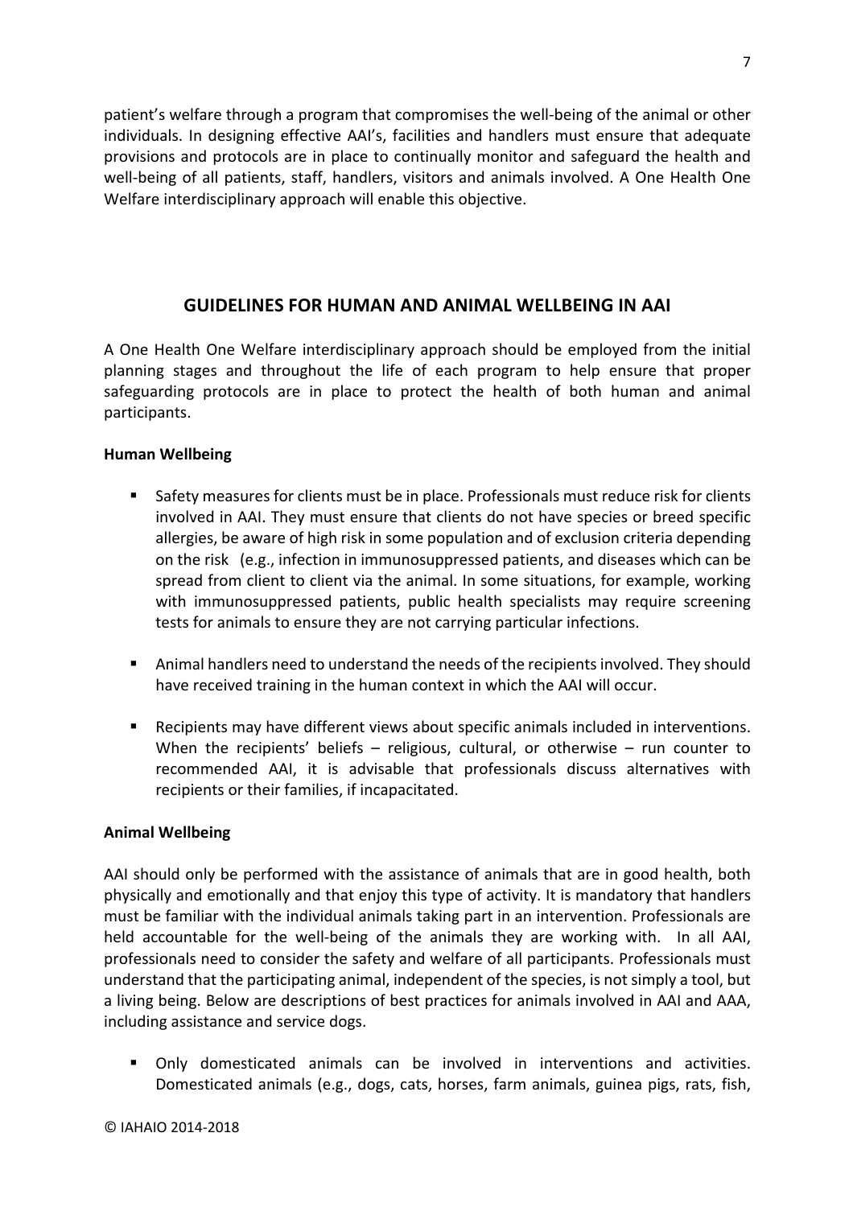patient's welfare through a program that compromises the well-being of the animal or other individuals. In designing effective AAI's, facilities and handlers must ensure that adequate provisions and protocols are in place to continually monitor and safeguard the health and well-being of all patients, staff, handlers, visitors and animals involved. A One Health One Welfare interdisciplinary approach will enable this objective.

## GUIDELINES FOR HUMAN AND ANIMAL WELLBEING IN AAI

A One Health One Welfare interdisciplinary approach should be employed from the initial planning stages and throughout the life of each program to help ensure that proper safeguarding protocols are in place to protect the health of both human and animal participants.

**Human Wellbeing**

- Safety measures for clients must be in place. Professionals must reduce risk for clients involved in AAI. They must ensure that clients do not have species or breed specific allergies, be aware of high risk in some population and of exclusion criteria depending on the risk (e.g., infection in immunosuppressed patients, and diseases which can be spread from client to client via the animal. In some situations, for example, working with immunosuppressed patients, public health specialists may require screening tests for animals to ensure they are not carrying particular infections.

- Animal handlers need to understand the needs of the recipients involved. They should have received training in the human context in which the AAI will occur.

- Recipients may have different views about specific animals included in interventions. When the recipients' beliefs – religious, cultural, or otherwise – run counter to recommended AAI, it is advisable that professionals discuss alternatives with recipients or their families, if incapacitated.

**Animal Wellbeing**

AAI should only be performed with the assistance of animals that are in good health, both physically and emotionally and that enjoy this type of activity. It is mandatory that handlers must be familiar with the individual animals taking part in an intervention. Professionals are held accountable for the well-being of the animals they are working with. In all AAI, professionals need to consider the safety and welfare of all participants. Professionals must understand that the participating animal, independent of the species, is not simply a tool, but a living being. Below are descriptions of best practices for animals involved in AAI and AAA, including assistance and service dogs.

- Only domesticated animals can be involved in interventions and activities. Domesticated animals (e.g., dogs, cats, horses, farm animals, guinea pigs, rats, fish,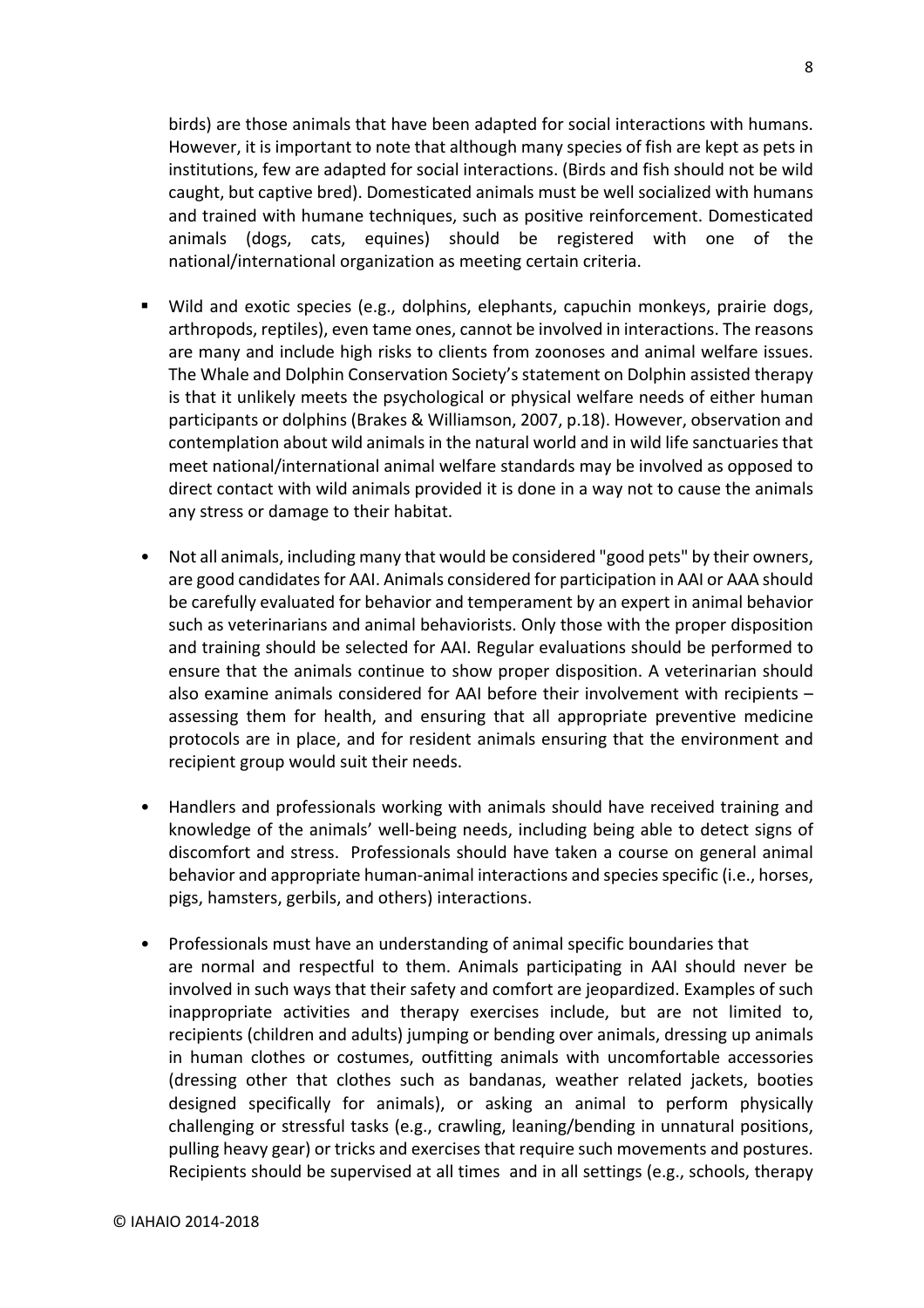birds) are those animals that have been adapted for social interactions with humans. However, it is important to note that although many species of fish are kept as pets in institutions, few are adapted for social interactions. (Birds and fish should not be wild caught, but captive bred). Domesticated animals must be well socialized with humans and trained with humane techniques, such as positive reinforcement. Domesticated animals (dogs, cats, equines) should be registered with one of the national/international organization as meeting certain criteria.

- Wild and exotic species (e.g., dolphins, elephants, capuchin monkeys, prairie dogs, arthropods, reptiles), even tame ones, cannot be involved in interactions. The reasons are many and include high risks to clients from zoonoses and animal welfare issues. The Whale and Dolphin Conservation Society's statement on Dolphin assisted therapy is that it unlikely meets the psychological or physical welfare needs of either human participants or dolphins (Brakes & Williamson, 2007, p.18). However, observation and contemplation about wild animals in the natural world and in wild life sanctuaries that meet national/international animal welfare standards may be involved as opposed to direct contact with wild animals provided it is done in a way not to cause the animals any stress or damage to their habitat.

- Not all animals, including many that would be considered "good pets" by their owners, are good candidates for AAI. Animals considered for participation in AAI or AAA should be carefully evaluated for behavior and temperament by an expert in animal behavior such as veterinarians and animal behaviorists. Only those with the proper disposition and training should be selected for AAI. Regular evaluations should be performed to ensure that the animals continue to show proper disposition. A veterinarian should also examine animals considered for AAI before their involvement with recipients – assessing them for health, and ensuring that all appropriate preventive medicine protocols are in place, and for resident animals ensuring that the environment and recipient group would suit their needs.

- Handlers and professionals working with animals should have received training and knowledge of the animals' well-being needs, including being able to detect signs of discomfort and stress. Professionals should have taken a course on general animal behavior and appropriate human-animal interactions and species specific (i.e., horses, pigs, hamsters, gerbils, and others) interactions.

- Professionals must have an understanding of animal specific boundaries that are normal and respectful to them. Animals participating in AAI should never be involved in such ways that their safety and comfort are jeopardized. Examples of such inappropriate activities and therapy exercises include, but are not limited to, recipients (children and adults) jumping or bending over animals, dressing up animals in human clothes or costumes, outfitting animals with uncomfortable accessories (dressing other that clothes such as bandanas, weather related jackets, booties designed specifically for animals), or asking an animal to perform physically challenging or stressful tasks (e.g., crawling, leaning/bending in unnatural positions, pulling heavy gear) or tricks and exercises that require such movements and postures. Recipients should be supervised at all times and in all settings (e.g., schools, therapy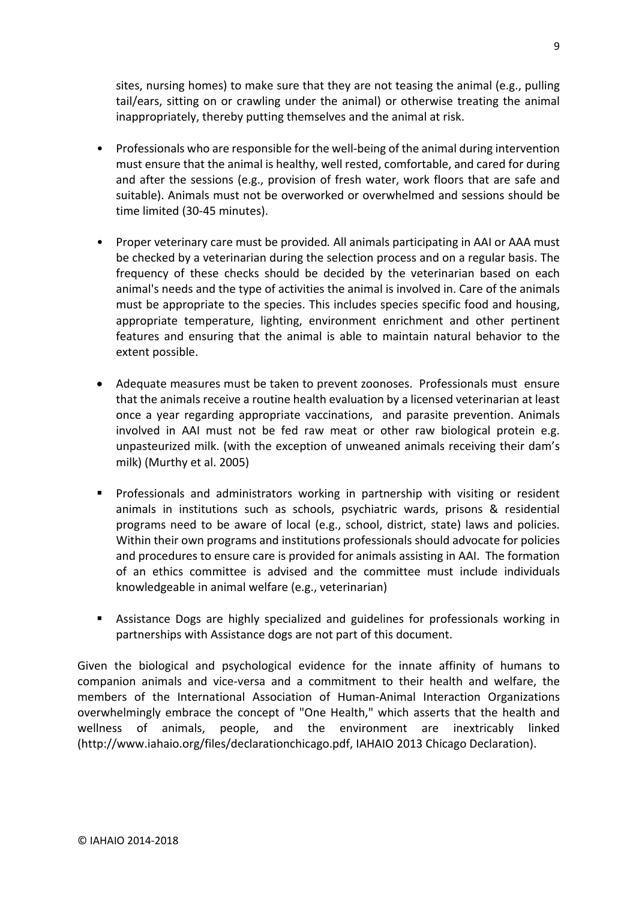sites, nursing homes) to make sure that they are not teasing the animal (e.g., pulling tail/ears, sitting on or crawling under the animal) or otherwise treating the animal inappropriately, thereby putting themselves and the animal at risk.

- Professionals who are responsible for the well-being of the animal during intervention must ensure that the animal is healthy, well rested, comfortable, and cared for during and after the sessions (e.g., provision of fresh water, work floors that are safe and suitable). Animals must not be overworked or overwhelmed and sessions should be time limited (30-45 minutes).

- Proper veterinary care must be provided. All animals participating in AAI or AAA must be checked by a veterinarian during the selection process and on a regular basis. The frequency of these checks should be decided by the veterinarian based on each animal's needs and the type of activities the animal is involved in. Care of the animals must be appropriate to the species. This includes species specific food and housing, appropriate temperature, lighting, environment enrichment and other pertinent features and ensuring that the animal is able to maintain natural behavior to the extent possible.

- Adequate measures must be taken to prevent zoonoses. Professionals must ensure that the animals receive a routine health evaluation by a licensed veterinarian at least once a year regarding appropriate vaccinations, and parasite prevention. Animals involved in AAI must not be fed raw meat or other raw biological protein e.g. unpasteurized milk. (with the exception of unweaned animals receiving their dam's milk) (Murthy et al. 2005)

- Professionals and administrators working in partnership with visiting or resident animals in institutions such as schools, psychiatric wards, prisons & residential programs need to be aware of local (e.g., school, district, state) laws and policies. Within their own programs and institutions professionals should advocate for policies and procedures to ensure care is provided for animals assisting in AAI. The formation of an ethics committee is advised and the committee must include individuals knowledgeable in animal welfare (e.g., veterinarian)

- Assistance Dogs are highly specialized and guidelines for professionals working in partnerships with Assistance dogs are not part of this document.

Given the biological and psychological evidence for the innate affinity of humans to companion animals and vice-versa and a commitment to their health and welfare, the members of the International Association of Human-Animal Interaction Organizations overwhelmingly embrace the concept of "One Health," which asserts that the health and wellness of animals, people, and the environment are inextricably linked (http://www.iahaio.org/files/declarationchicago.pdf, IAHAIO 2013 Chicago Declaration).

© IAHAIO 2014-2018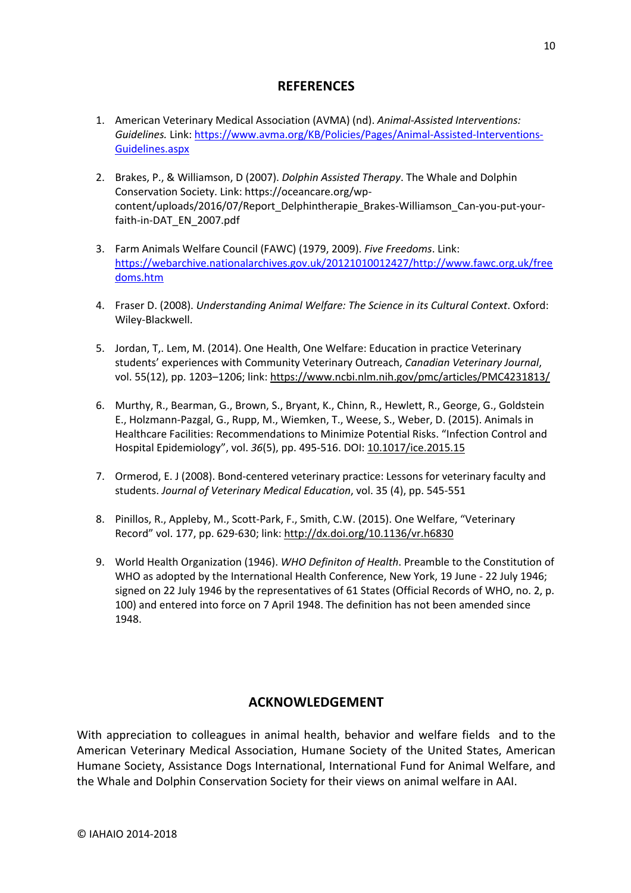## REFERENCES

1. American Veterinary Medical Association (AVMA) (nd). *Animal-Assisted Interventions: Guidelines.* Link: https://www.avma.org/KB/Policies/Pages/Animal-Assisted-Interventions-Guidelines.aspx

2. Brakes, P., & Williamson, D (2007). *Dolphin Assisted Therapy*. The Whale and Dolphin Conservation Society. Link: https://oceancare.org/wp-content/uploads/2016/07/Report_Delphintherapie_Brakes-Williamson_Can-you-put-your-faith-in-DAT_EN_2007.pdf

3. Farm Animals Welfare Council (FAWC) (1979, 2009). *Five Freedoms*. Link: https://webarchive.nationalarchives.gov.uk/20121010012427/http://www.fawc.org.uk/freedoms.htm

4. Fraser D. (2008). *Understanding Animal Welfare: The Science in its Cultural Context*. Oxford: Wiley-Blackwell.

5. Jordan, T,. Lem, M. (2014). One Health, One Welfare: Education in practice Veterinary students' experiences with Community Veterinary Outreach, *Canadian Veterinary Journal*, vol. 55(12), pp. 1203–1206; link: https://www.ncbi.nlm.nih.gov/pmc/articles/PMC4231813/

6. Murthy, R., Bearman, G., Brown, S., Bryant, K., Chinn, R., Hewlett, R., George, G., Goldstein E., Holzmann-Pazgal, G., Rupp, M., Wiemken, T., Weese, S., Weber, D. (2015). Animals in Healthcare Facilities: Recommendations to Minimize Potential Risks. "Infection Control and Hospital Epidemiology", vol. *36*(5), pp. 495-516. DOI: 10.1017/ice.2015.15

7. Ormerod, E. J (2008). Bond-centered veterinary practice: Lessons for veterinary faculty and students. *Journal of Veterinary Medical Education*, vol. 35 (4), pp. 545-551

8. Pinillos, R., Appleby, M., Scott-Park, F., Smith, C.W. (2015). One Welfare, "Veterinary Record" vol. 177, pp. 629-630; link: http://dx.doi.org/10.1136/vr.h6830

9. World Health Organization (1946). *WHO Definiton of Health*. Preamble to the Constitution of WHO as adopted by the International Health Conference, New York, 19 June - 22 July 1946; signed on 22 July 1946 by the representatives of 61 States (Official Records of WHO, no. 2, p. 100) and entered into force on 7 April 1948. The definition has not been amended since 1948.

## ACKNOWLEDGEMENT

With appreciation to colleagues in animal health, behavior and welfare fields and to the American Veterinary Medical Association, Humane Society of the United States, American Humane Society, Assistance Dogs International, International Fund for Animal Welfare, and the Whale and Dolphin Conservation Society for their views on animal welfare in AAI.

© IAHAIO 2014-2018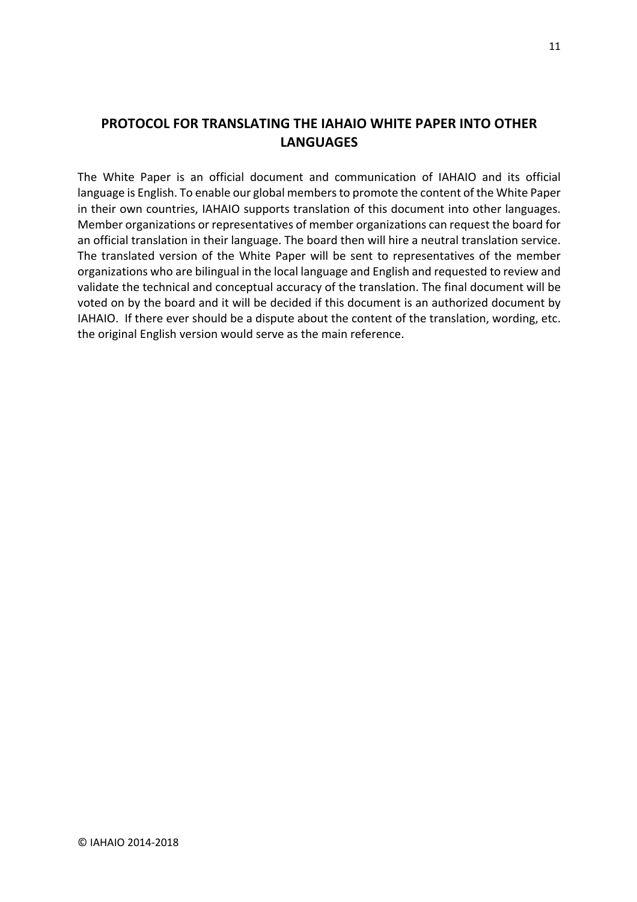## PROTOCOL FOR TRANSLATING THE IAHAIO WHITE PAPER INTO OTHER LANGUAGES

The White Paper is an official document and communication of IAHAIO and its official language is English. To enable our global members to promote the content of the White Paper in their own countries, IAHAIO supports translation of this document into other languages. Member organizations or representatives of member organizations can request the board for an official translation in their language. The board then will hire a neutral translation service. The translated version of the White Paper will be sent to representatives of the member organizations who are bilingual in the local language and English and requested to review and validate the technical and conceptual accuracy of the translation. The final document will be voted on by the board and it will be decided if this document is an authorized document by IAHAIO. If there ever should be a dispute about the content of the translation, wording, etc. the original English version would serve as the main reference.

© IAHAIO 2014-2018